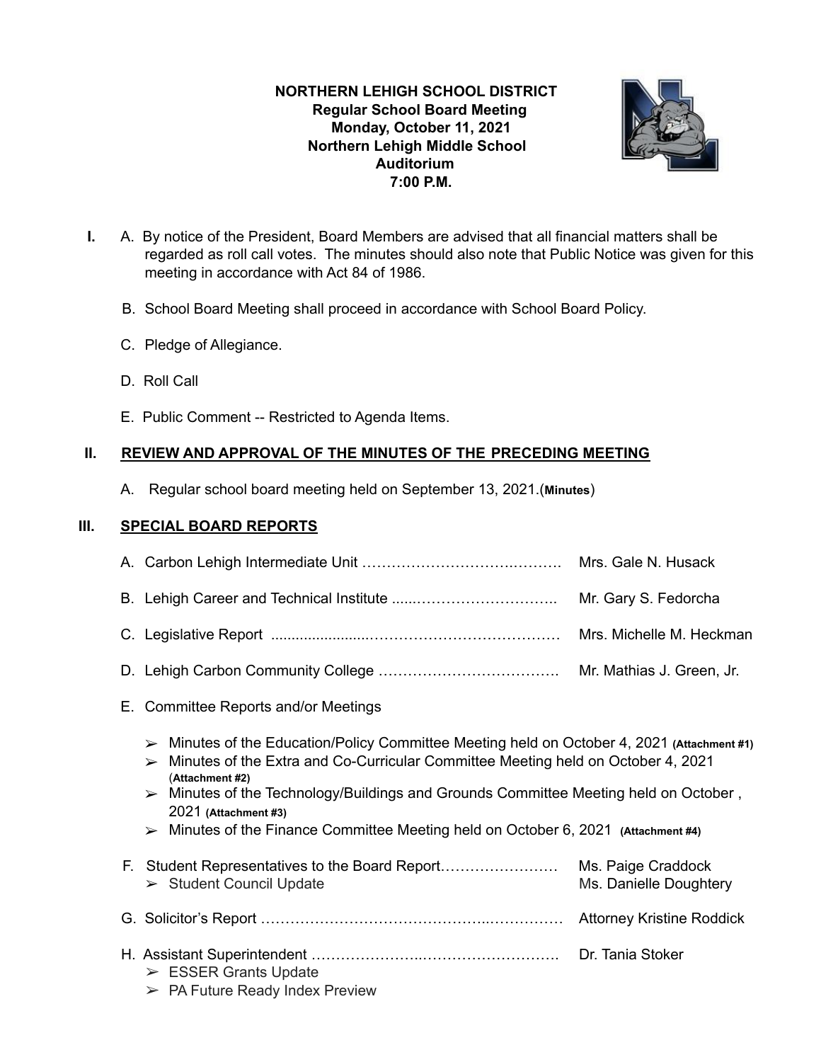**NORTHERN LEHIGH SCHOOL DISTRICT**
**Regular School Board Meeting**
**Monday, October 11, 2021**
**Northern Lehigh Middle School**
**Auditorium**
**7:00 P.M.**

**I.** A. By notice of the President, Board Members are advised that all financial matters shall be regarded as roll call votes. The minutes should also note that Public Notice was given for this meeting in accordance with Act 84 of 1986.

B. School Board Meeting shall proceed in accordance with School Board Policy.

C. Pledge of Allegiance.

D. Roll Call

E. Public Comment -- Restricted to Agenda Items.

**II. REVIEW AND APPROVAL OF THE MINUTES OF THE PRECEDING MEETING**

A. Regular school board meeting held on September 13, 2021.(**Minutes**)

**III. SPECIAL BOARD REPORTS**

A. Carbon Lehigh Intermediate Unit ………………………………………. Mrs. Gale N. Husack

B. Lehigh Career and Technical Institute ......………………………….. Mr. Gary S. Fedorcha

C. Legislative Report ......................………………………………… Mrs. Michelle M. Heckman

D. Lehigh Carbon Community College ………………………………. Mr. Mathias J. Green, Jr.

E. Committee Reports and/or Meetings

- Minutes of the Education/Policy Committee Meeting held on October 4, 2021 **(Attachment #1)**
- Minutes of the Extra and Co-Curricular Committee Meeting held on October 4, 2021 (**Attachment #2)**
- Minutes of the Technology/Buildings and Grounds Committee Meeting held on October , 2021 **(Attachment #3)**
- Minutes of the Finance Committee Meeting held on October 6, 2021 **(Attachment #4)**

F. Student Representatives to the Board Report…………………… Ms. Paige Craddock
- Student Council Update — Ms. Danielle Doughtery

G. Solicitor's Report ……………………………………..…………… Attorney Kristine Roddick

H. Assistant Superintendent ………………...………………………. Dr. Tania Stoker
- ESSER Grants Update
- PA Future Ready Index Preview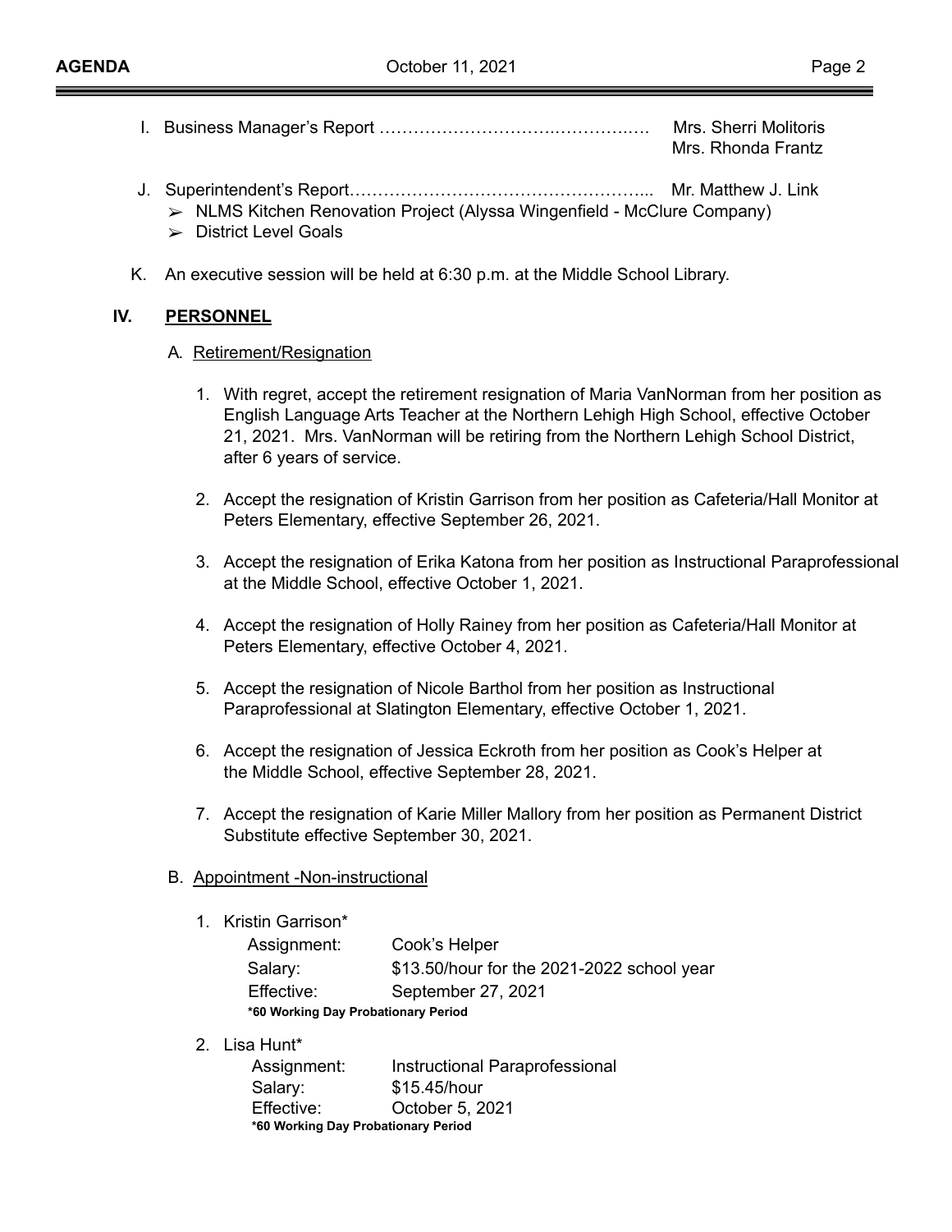I. Business Manager's Report ………………………………………… Mrs. Sherri Molitoris
Mrs. Rhonda Frantz

J. Superintendent's Report………………………………………….. Mr. Matthew J. Link
- ➢ NLMS Kitchen Renovation Project (Alyssa Wingenfield - McClure Company)
- ➢ District Level Goals

K. An executive session will be held at 6:30 p.m. at the Middle School Library.

## IV. PERSONNEL

### A. Retirement/Resignation

1. With regret, accept the retirement resignation of Maria VanNorman from her position as English Language Arts Teacher at the Northern Lehigh High School, effective October 21, 2021. Mrs. VanNorman will be retiring from the Northern Lehigh School District, after 6 years of service.
2. Accept the resignation of Kristin Garrison from her position as Cafeteria/Hall Monitor at Peters Elementary, effective September 26, 2021.
3. Accept the resignation of Erika Katona from her position as Instructional Paraprofessional at the Middle School, effective October 1, 2021.
4. Accept the resignation of Holly Rainey from her position as Cafeteria/Hall Monitor at Peters Elementary, effective October 4, 2021.
5. Accept the resignation of Nicole Barthol from her position as Instructional Paraprofessional at Slatington Elementary, effective October 1, 2021.
6. Accept the resignation of Jessica Eckroth from her position as Cook's Helper at the Middle School, effective September 28, 2021.
7. Accept the resignation of Karie Miller Mallory from her position as Permanent District Substitute effective September 30, 2021.

### B. Appointment -Non-instructional

1. Kristin Garrison*

| | |
|---|---|
| Assignment: | Cook's Helper |
| Salary: | $13.50/hour for the 2021-2022 school year |
| Effective: | September 27, 2021 |

**\*60 Working Day Probationary Period**

2. Lisa Hunt*

| | |
|---|---|
| Assignment: | Instructional Paraprofessional |
| Salary: | $15.45/hour |
| Effective: | October 5, 2021 |

**\*60 Working Day Probationary Period**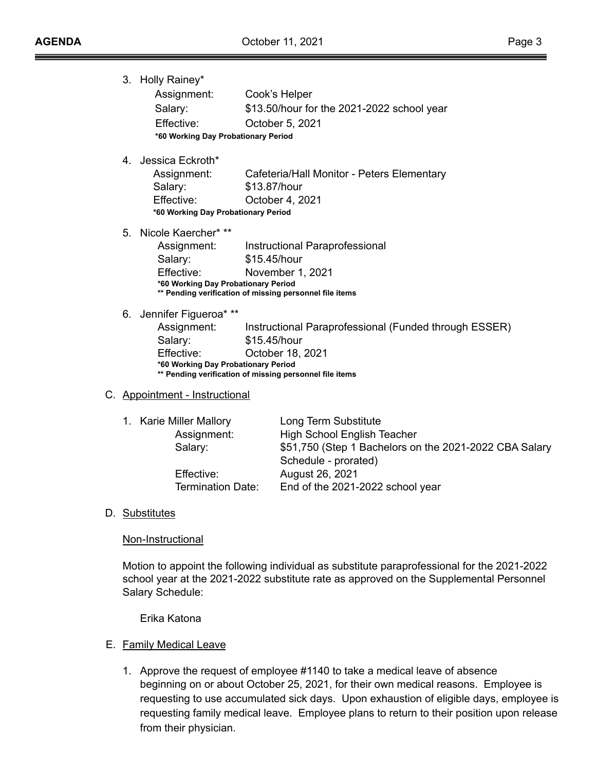3. Holly Rainey*

   Assignment: Cook's Helper
   Salary: $13.50/hour for the 2021-2022 school year
   Effective: October 5, 2021
   **\*60 Working Day Probationary Period**

4. Jessica Eckroth*

   Assignment: Cafeteria/Hall Monitor - Peters Elementary
   Salary: $13.87/hour
   Effective: October 4, 2021
   **\*60 Working Day Probationary Period**

5. Nicole Kaercher* **

   Assignment: Instructional Paraprofessional
   Salary: $15.45/hour
   Effective: November 1, 2021
   **\*60 Working Day Probationary Period**
   **\*\* Pending verification of missing personnel file items**

6. Jennifer Figueroa* **

   Assignment: Instructional Paraprofessional (Funded through ESSER)
   Salary: $15.45/hour
   Effective: October 18, 2021
   **\*60 Working Day Probationary Period**
   **\*\* Pending verification of missing personnel file items**

C. Appointment - Instructional

1. Karie Miller Mallory — Long Term Substitute

   Assignment: High School English Teacher
   Salary: $51,750 (Step 1 Bachelors on the 2021-2022 CBA Salary Schedule - prorated)
   Effective: August 26, 2021
   Termination Date: End of the 2021-2022 school year

D. Substitutes

Non-Instructional

Motion to appoint the following individual as substitute paraprofessional for the 2021-2022 school year at the 2021-2022 substitute rate as approved on the Supplemental Personnel Salary Schedule:

Erika Katona

E. Family Medical Leave

1. Approve the request of employee #1140 to take a medical leave of absence beginning on or about October 25, 2021, for their own medical reasons. Employee is requesting to use accumulated sick days. Upon exhaustion of eligible days, employee is requesting family medical leave. Employee plans to return to their position upon release from their physician.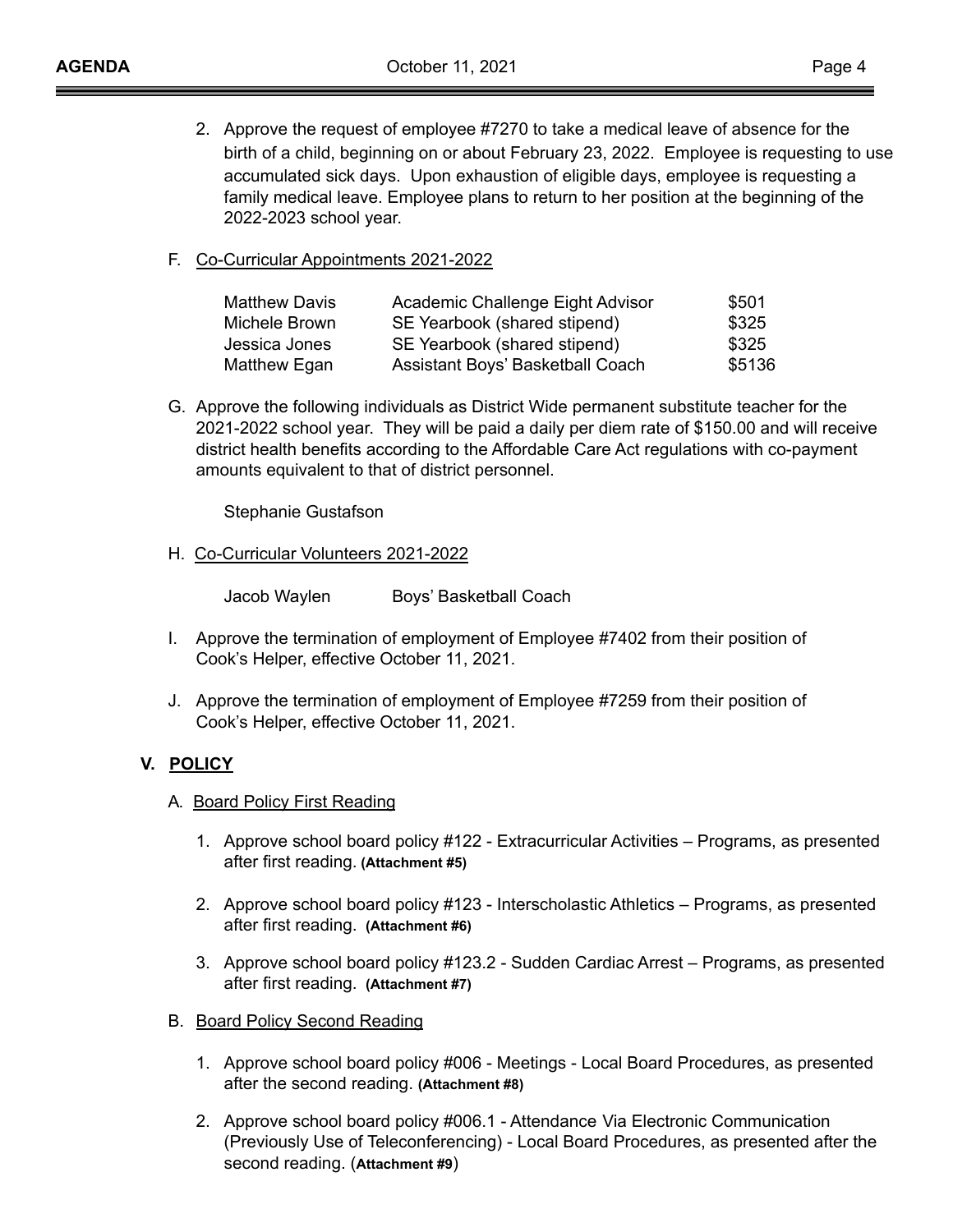2. Approve the request of employee #7270 to take a medical leave of absence for the birth of a child, beginning on or about February 23, 2022. Employee is requesting to use accumulated sick days. Upon exhaustion of eligible days, employee is requesting a family medical leave. Employee plans to return to her position at the beginning of the 2022-2023 school year.

F. Co-Curricular Appointments 2021-2022

| | | |
|---|---|---|
| Matthew Davis | Academic Challenge Eight Advisor | $501 |
| Michele Brown | SE Yearbook (shared stipend) | $325 |
| Jessica Jones | SE Yearbook (shared stipend) | $325 |
| Matthew Egan | Assistant Boys' Basketball Coach | $5136 |

G. Approve the following individuals as District Wide permanent substitute teacher for the 2021-2022 school year. They will be paid a daily per diem rate of $150.00 and will receive district health benefits according to the Affordable Care Act regulations with co-payment amounts equivalent to that of district personnel.

Stephanie Gustafson

H. Co-Curricular Volunteers 2021-2022

| | |
|---|---|
| Jacob Waylen | Boys' Basketball Coach |

I. Approve the termination of employment of Employee #7402 from their position of Cook's Helper, effective October 11, 2021.

J. Approve the termination of employment of Employee #7259 from their position of Cook's Helper, effective October 11, 2021.

## V. POLICY

A. Board Policy First Reading

1. Approve school board policy #122 - Extracurricular Activities – Programs, as presented after first reading. **(Attachment #5)**

2. Approve school board policy #123 - Interscholastic Athletics – Programs, as presented after first reading. **(Attachment #6)**

3. Approve school board policy #123.2 - Sudden Cardiac Arrest – Programs, as presented after first reading. **(Attachment #7)**

B. Board Policy Second Reading

1. Approve school board policy #006 - Meetings - Local Board Procedures, as presented after the second reading. **(Attachment #8)**

2. Approve school board policy #006.1 - Attendance Via Electronic Communication (Previously Use of Teleconferencing) - Local Board Procedures, as presented after the second reading. (**Attachment #9**)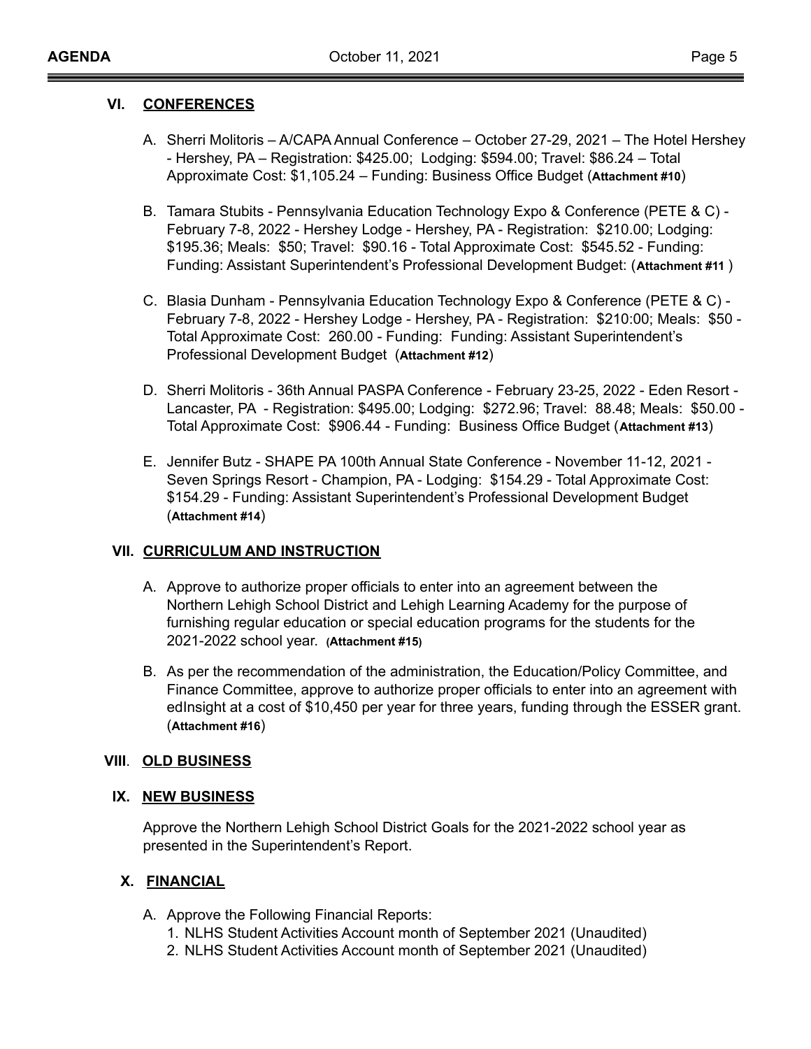## VI. CONFERENCES

A. Sherri Molitoris – A/CAPA Annual Conference – October 27-29, 2021 – The Hotel Hershey - Hershey, PA – Registration: $425.00; Lodging: $594.00; Travel: $86.24 – Total Approximate Cost: $1,105.24 – Funding: Business Office Budget (**Attachment #10**)

B. Tamara Stubits - Pennsylvania Education Technology Expo & Conference (PETE & C) - February 7-8, 2022 - Hershey Lodge - Hershey, PA - Registration: $210.00; Lodging: $195.36; Meals: $50; Travel: $90.16 - Total Approximate Cost: $545.52 - Funding: Funding: Assistant Superintendent's Professional Development Budget: (**Attachment #11** )

C. Blasia Dunham - Pennsylvania Education Technology Expo & Conference (PETE & C) - February 7-8, 2022 - Hershey Lodge - Hershey, PA - Registration: $210:00; Meals: $50 - Total Approximate Cost: 260.00 - Funding: Funding: Assistant Superintendent's Professional Development Budget (**Attachment #12**)

D. Sherri Molitoris - 36th Annual PASPA Conference - February 23-25, 2022 - Eden Resort - Lancaster, PA - Registration: $495.00; Lodging: $272.96; Travel: 88.48; Meals: $50.00 - Total Approximate Cost: $906.44 - Funding: Business Office Budget (**Attachment #13**)

E. Jennifer Butz - SHAPE PA 100th Annual State Conference - November 11-12, 2021 - Seven Springs Resort - Champion, PA - Lodging: $154.29 - Total Approximate Cost: $154.29 - Funding: Assistant Superintendent's Professional Development Budget (**Attachment #14**)

## VII. CURRICULUM AND INSTRUCTION

A. Approve to authorize proper officials to enter into an agreement between the Northern Lehigh School District and Lehigh Learning Academy for the purpose of furnishing regular education or special education programs for the students for the 2021-2022 school year. **(Attachment #15)**

B. As per the recommendation of the administration, the Education/Policy Committee, and Finance Committee, approve to authorize proper officials to enter into an agreement with edInsight at a cost of $10,450 per year for three years, funding through the ESSER grant. (**Attachment #16**)

## VIII. OLD BUSINESS

## IX. NEW BUSINESS

Approve the Northern Lehigh School District Goals for the 2021-2022 school year as presented in the Superintendent's Report.

## X. FINANCIAL

A. Approve the Following Financial Reports:
   1. NLHS Student Activities Account month of September 2021 (Unaudited)
   2. NLHS Student Activities Account month of September 2021 (Unaudited)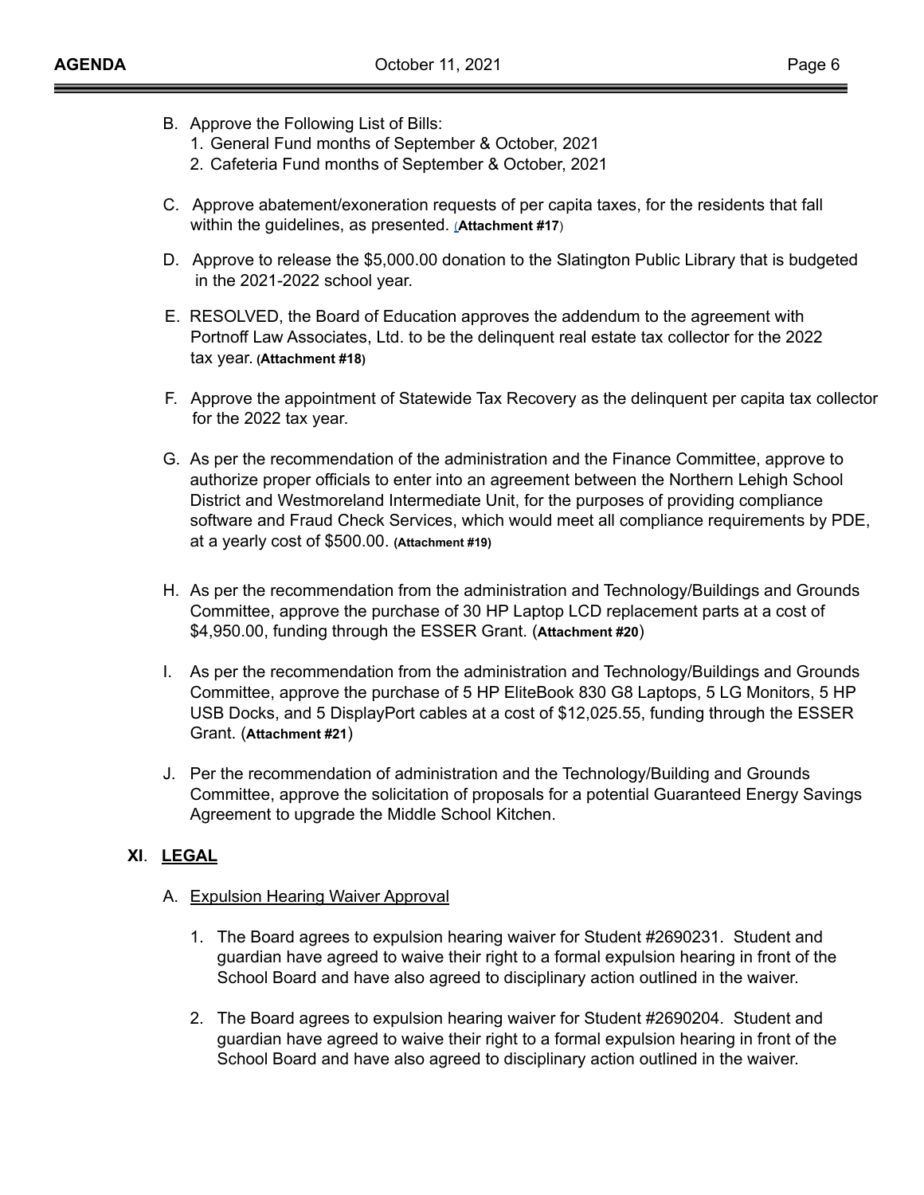B. Approve the Following List of Bills:
   1. General Fund months of September & October, 2021
   2. Cafeteria Fund months of September & October, 2021

C. Approve abatement/exoneration requests of per capita taxes, for the residents that fall within the guidelines, as presented. (**Attachment #17**)

D. Approve to release the $5,000.00 donation to the Slatington Public Library that is budgeted in the 2021-2022 school year.

E. RESOLVED, the Board of Education approves the addendum to the agreement with Portnoff Law Associates, Ltd. to be the delinquent real estate tax collector for the 2022 tax year. (**Attachment #18**)

F. Approve the appointment of Statewide Tax Recovery as the delinquent per capita tax collector for the 2022 tax year.

G. As per the recommendation of the administration and the Finance Committee, approve to authorize proper officials to enter into an agreement between the Northern Lehigh School District and Westmoreland Intermediate Unit, for the purposes of providing compliance software and Fraud Check Services, which would meet all compliance requirements by PDE, at a yearly cost of $500.00. **(Attachment #19)**

H. As per the recommendation from the administration and Technology/Buildings and Grounds Committee, approve the purchase of 30 HP Laptop LCD replacement parts at a cost of $4,950.00, funding through the ESSER Grant. (**Attachment #20**)

I. As per the recommendation from the administration and Technology/Buildings and Grounds Committee, approve the purchase of 5 HP EliteBook 830 G8 Laptops, 5 LG Monitors, 5 HP USB Docks, and 5 DisplayPort cables at a cost of $12,025.55, funding through the ESSER Grant. (**Attachment #21**)

J. Per the recommendation of administration and the Technology/Building and Grounds Committee, approve the solicitation of proposals for a potential Guaranteed Energy Savings Agreement to upgrade the Middle School Kitchen.

## XI. LEGAL

A. Expulsion Hearing Waiver Approval

   1. The Board agrees to expulsion hearing waiver for Student #2690231. Student and guardian have agreed to waive their right to a formal expulsion hearing in front of the School Board and have also agreed to disciplinary action outlined in the waiver.

   2. The Board agrees to expulsion hearing waiver for Student #2690204. Student and guardian have agreed to waive their right to a formal expulsion hearing in front of the School Board and have also agreed to disciplinary action outlined in the waiver.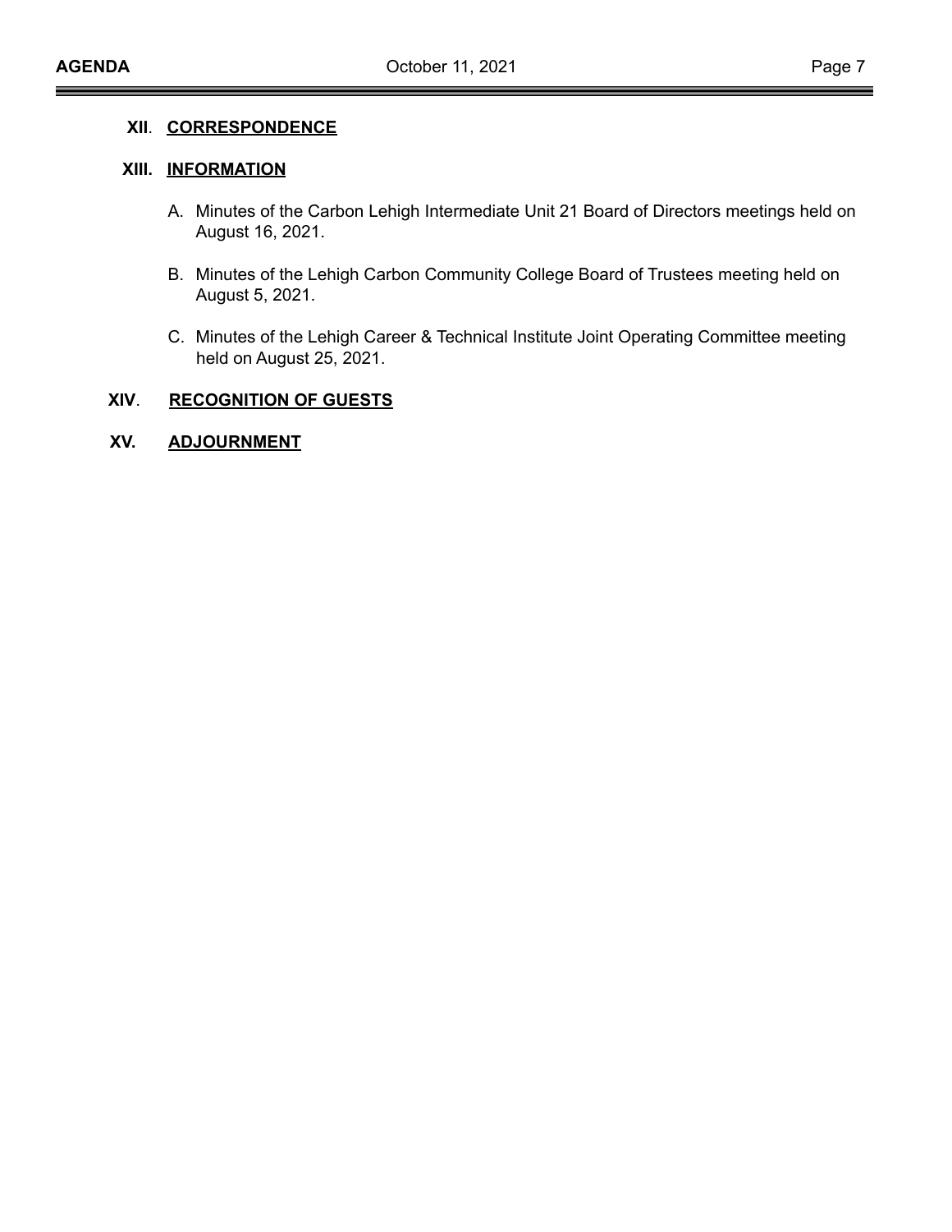## XII. CORRESPONDENCE

## XIII. INFORMATION

A. Minutes of the Carbon Lehigh Intermediate Unit 21 Board of Directors meetings held on August 16, 2021.

B. Minutes of the Lehigh Carbon Community College Board of Trustees meeting held on August 5, 2021.

C. Minutes of the Lehigh Career & Technical Institute Joint Operating Committee meeting held on August 25, 2021.

## XIV. RECOGNITION OF GUESTS

## XV. ADJOURNMENT